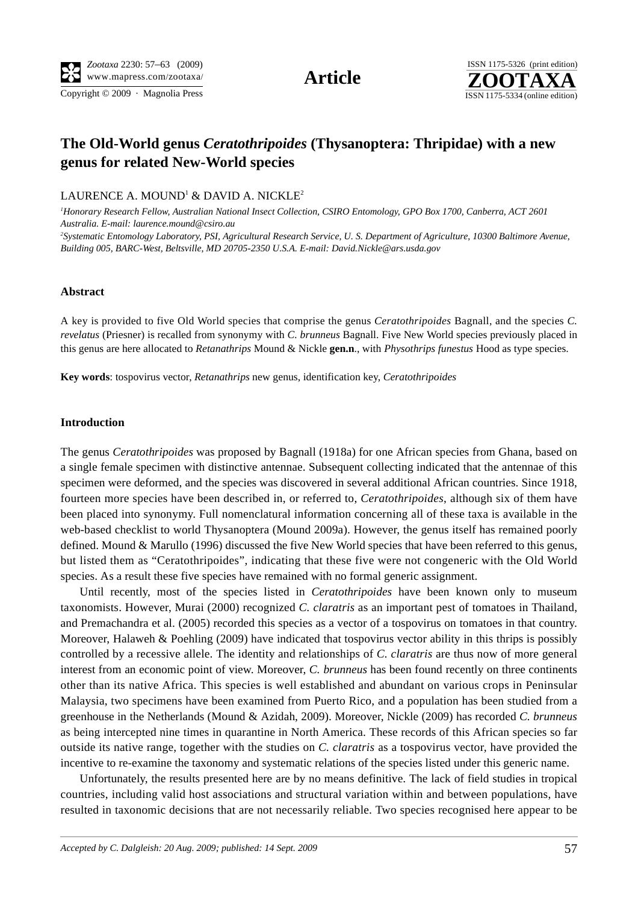# The Old-World genus *Ceratothripoides* (Thysanoptera: Thripidae) with a new genus for related New-World species

LAURENCE A. MOUND[1] & DAVID A. NICKLE[2]

[1]*Honorary Research Fellow, Australian National Insect Collection, CSIRO Entomology, GPO Box 1700, Canberra, ACT 2601 Australia. E-mail: laurence.mound@csiro.au*

[2]*Systematic Entomology Laboratory, PSI, Agricultural Research Service, U. S. Department of Agriculture, 10300 Baltimore Avenue, Building 005, BARC-West, Beltsville, MD 20705-2350 U.S.A. E-mail: David.Nickle@ars.usda.gov*

## Abstract

A key is provided to five Old World species that comprise the genus *Ceratothripoides* Bagnall, and the species *C. revelatus* (Priesner) is recalled from synonymy with *C. brunneus* Bagnall. Five New World species previously placed in this genus are here allocated to *Retanathrips* Mound & Nickle **gen.n.**, with *Physothrips funestus* Hood as type species.

**Key words**: tospovirus vector, *Retanathrips* new genus, identification key, *Ceratothripoides*

## Introduction

The genus *Ceratothripoides* was proposed by Bagnall (1918a) for one African species from Ghana, based on a single female specimen with distinctive antennae. Subsequent collecting indicated that the antennae of this specimen were deformed, and the species was discovered in several additional African countries. Since 1918, fourteen more species have been described in, or referred to, *Ceratothripoides*, although six of them have been placed into synonymy. Full nomenclatural information concerning all of these taxa is available in the web-based checklist to world Thysanoptera (Mound 2009a). However, the genus itself has remained poorly defined. Mound & Marullo (1996) discussed the five New World species that have been referred to this genus, but listed them as "Ceratothripoides", indicating that these five were not congeneric with the Old World species. As a result these five species have remained with no formal generic assignment.

Until recently, most of the species listed in *Ceratothripoides* have been known only to museum taxonomists. However, Murai (2000) recognized *C. claratris* as an important pest of tomatoes in Thailand, and Premachandra et al. (2005) recorded this species as a vector of a tospovirus on tomatoes in that country. Moreover, Halaweh & Poehling (2009) have indicated that tospovirus vector ability in this thrips is possibly controlled by a recessive allele. The identity and relationships of *C. claratris* are thus now of more general interest from an economic point of view. Moreover, *C. brunneus* has been found recently on three continents other than its native Africa. This species is well established and abundant on various crops in Peninsular Malaysia, two specimens have been examined from Puerto Rico, and a population has been studied from a greenhouse in the Netherlands (Mound & Azidah, 2009). Moreover, Nickle (2009) has recorded *C. brunneus* as being intercepted nine times in quarantine in North America. These records of this African species so far outside its native range, together with the studies on *C. claratris* as a tospovirus vector, have provided the incentive to re-examine the taxonomy and systematic relations of the species listed under this generic name.

Unfortunately, the results presented here are by no means definitive. The lack of field studies in tropical countries, including valid host associations and structural variation within and between populations, have resulted in taxonomic decisions that are not necessarily reliable. Two species recognised here appear to be

*Accepted by C. Dalgleish: 20 Aug. 2009; published: 14 Sept. 2009*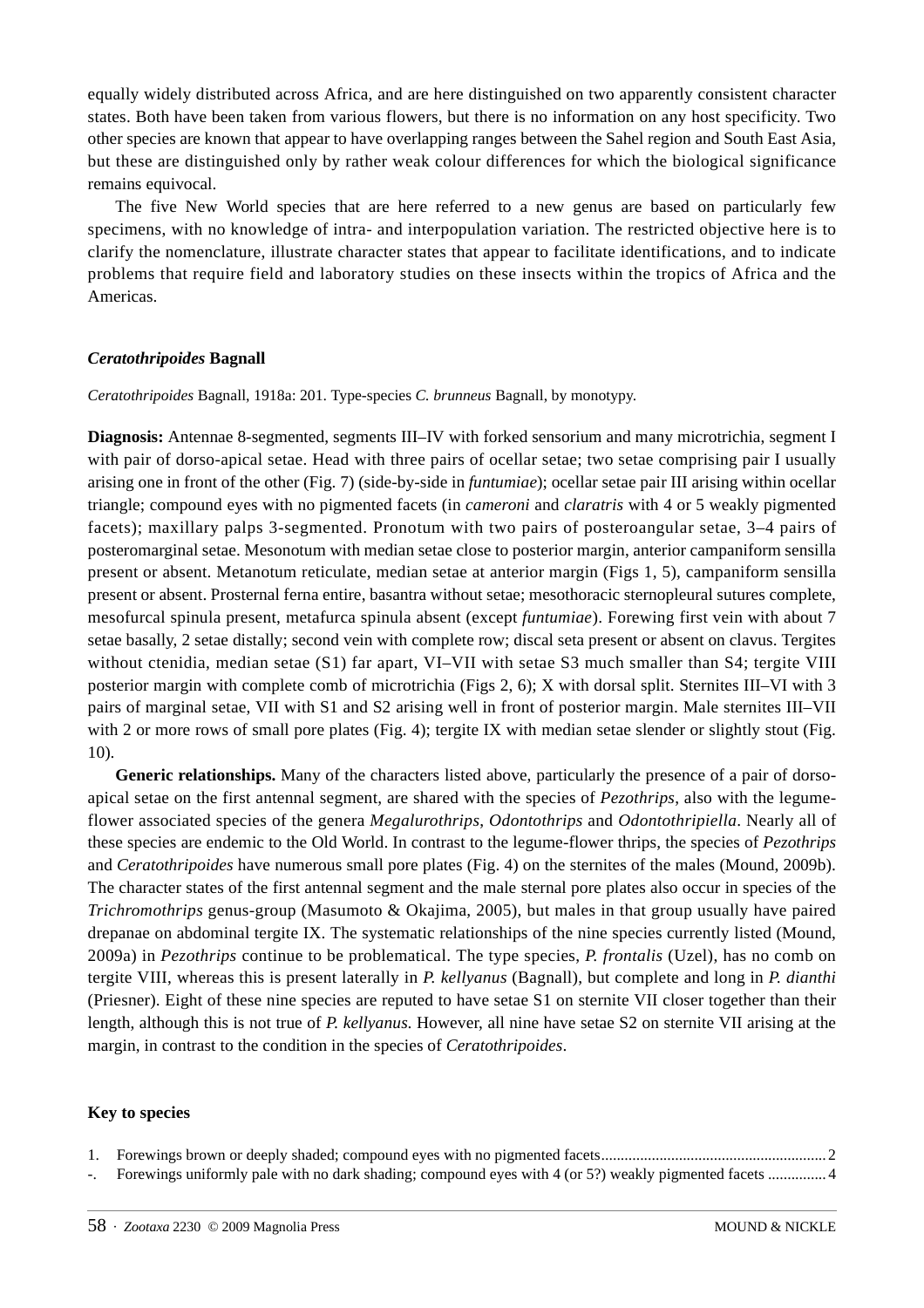equally widely distributed across Africa, and are here distinguished on two apparently consistent character states. Both have been taken from various flowers, but there is no information on any host specificity. Two other species are known that appear to have overlapping ranges between the Sahel region and South East Asia, but these are distinguished only by rather weak colour differences for which the biological significance remains equivocal.

The five New World species that are here referred to a new genus are based on particularly few specimens, with no knowledge of intra- and interpopulation variation. The restricted objective here is to clarify the nomenclature, illustrate character states that appear to facilitate identifications, and to indicate problems that require field and laboratory studies on these insects within the tropics of Africa and the Americas.

### *Ceratothripoides* Bagnall

*Ceratothripoides* Bagnall, 1918a: 201. Type-species *C. brunneus* Bagnall, by monotypy.

**Diagnosis:** Antennae 8-segmented, segments III–IV with forked sensorium and many microtrichia, segment I with pair of dorso-apical setae. Head with three pairs of ocellar setae; two setae comprising pair I usually arising one in front of the other (Fig. 7) (side-by-side in *funtumiae*); ocellar setae pair III arising within ocellar triangle; compound eyes with no pigmented facets (in *cameroni* and *claratris* with 4 or 5 weakly pigmented facets); maxillary palps 3-segmented. Pronotum with two pairs of posteroangular setae, 3–4 pairs of posteromarginal setae. Mesonotum with median setae close to posterior margin, anterior campaniform sensilla present or absent. Metanotum reticulate, median setae at anterior margin (Figs 1, 5), campaniform sensilla present or absent. Prosternal ferna entire, basantra without setae; mesothoracic sternopleural sutures complete, mesofurcal spinula present, metafurca spinula absent (except *funtumiae*). Forewing first vein with about 7 setae basally, 2 setae distally; second vein with complete row; discal seta present or absent on clavus. Tergites without ctenidia, median setae (S1) far apart, VI–VII with setae S3 much smaller than S4; tergite VIII posterior margin with complete comb of microtrichia (Figs 2, 6); X with dorsal split. Sternites III–VI with 3 pairs of marginal setae, VII with S1 and S2 arising well in front of posterior margin. Male sternites III–VII with 2 or more rows of small pore plates (Fig. 4); tergite IX with median setae slender or slightly stout (Fig. 10).

**Generic relationships.** Many of the characters listed above, particularly the presence of a pair of dorso-apical setae on the first antennal segment, are shared with the species of *Pezothrips*, also with the legume-flower associated species of the genera *Megalurothrips*, *Odontothrips* and *Odontothripiella*. Nearly all of these species are endemic to the Old World. In contrast to the legume-flower thrips, the species of *Pezothrips* and *Ceratothripoides* have numerous small pore plates (Fig. 4) on the sternites of the males (Mound, 2009b). The character states of the first antennal segment and the male sternal pore plates also occur in species of the *Trichromothrips* genus-group (Masumoto & Okajima, 2005), but males in that group usually have paired drepanae on abdominal tergite IX. The systematic relationships of the nine species currently listed (Mound, 2009a) in *Pezothrips* continue to be problematical. The type species, *P. frontalis* (Uzel), has no comb on tergite VIII, whereas this is present laterally in *P. kellyanus* (Bagnall), but complete and long in *P. dianthi* (Priesner). Eight of these nine species are reputed to have setae S1 on sternite VII closer together than their length, although this is not true of *P. kellyanus*. However, all nine have setae S2 on sternite VII arising at the margin, in contrast to the condition in the species of *Ceratothripoides*.

### Key to species

1. Forewings brown or deeply shaded; compound eyes with no pigmented facets .......... 2
-. Forewings uniformly pale with no dark shading; compound eyes with 4 (or 5?) weakly pigmented facets .......... 4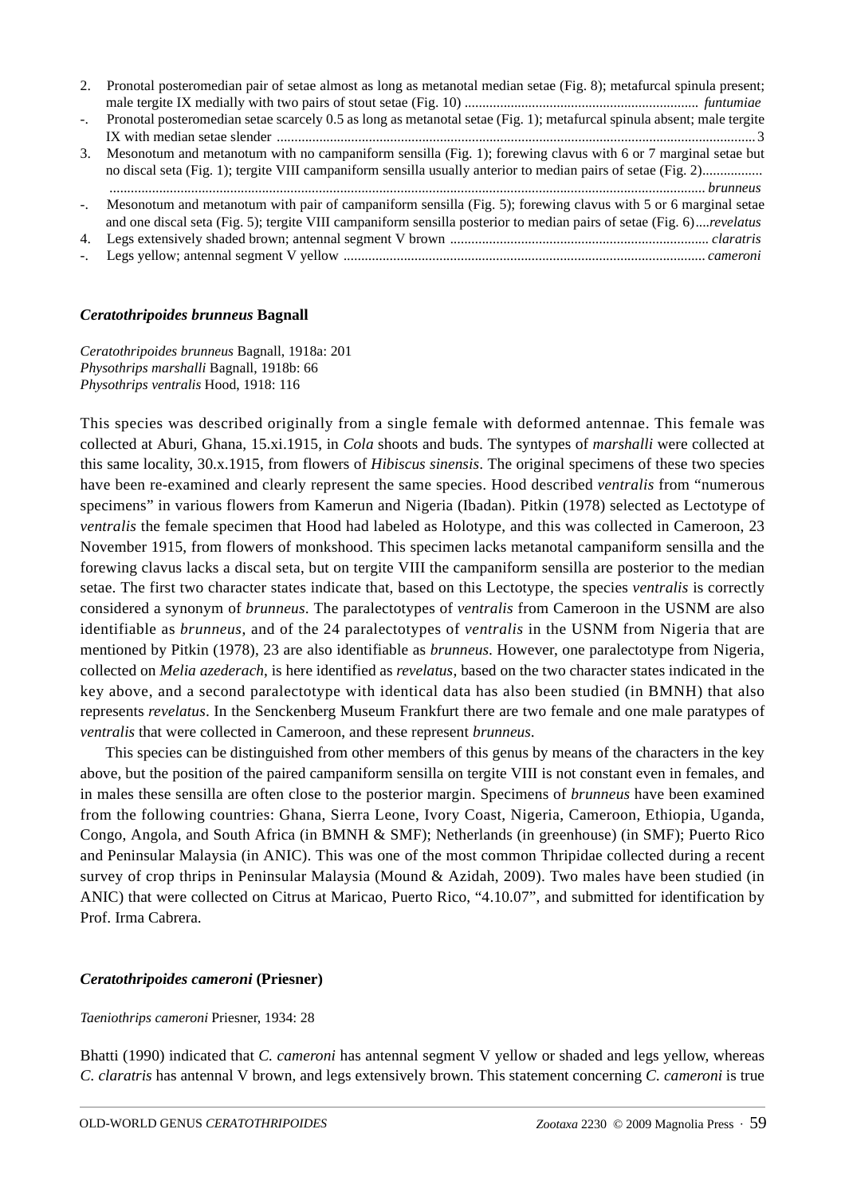2. Pronotal posteromedian pair of setae almost as long as metanotal median setae (Fig. 8); metafurcal spinula present; male tergite IX medially with two pairs of stout setae (Fig. 10) ................................................................. *funtumiae*

-. Pronotal posteromedian setae scarcely 0.5 as long as metanotal setae (Fig. 1); metafurcal spinula absent; male tergite IX with median setae slender ........................................................................................................................................ 3

3. Mesonotum and metanotum with no campaniform sensilla (Fig. 1); forewing clavus with 6 or 7 marginal setae but no discal seta (Fig. 1); tergite VIII campaniform sensilla usually anterior to median pairs of setae (Fig. 2)................. .................................................................................................................................................................. *brunneus*

-. Mesonotum and metanotum with pair of campaniform sensilla (Fig. 5); forewing clavus with 5 or 6 marginal setae and one discal seta (Fig. 5); tergite VIII campaniform sensilla posterior to median pairs of setae (Fig. 6)....*revelatus*

4. Legs extensively shaded brown; antennal segment V brown ........................................................................ *claratris*

-. Legs yellow; antennal segment V yellow ..................................................................................................... *cameroni*

### *Ceratothripoides brunneus* Bagnall

*Ceratothripoides brunneus* Bagnall, 1918a: 201
*Physothrips marshalli* Bagnall, 1918b: 66
*Physothrips ventralis* Hood, 1918: 116

This species was described originally from a single female with deformed antennae. This female was collected at Aburi, Ghana, 15.xi.1915, in *Cola* shoots and buds. The syntypes of *marshalli* were collected at this same locality, 30.x.1915, from flowers of *Hibiscus sinensis*. The original specimens of these two species have been re-examined and clearly represent the same species. Hood described *ventralis* from "numerous specimens" in various flowers from Kamerun and Nigeria (Ibadan). Pitkin (1978) selected as Lectotype of *ventralis* the female specimen that Hood had labeled as Holotype, and this was collected in Cameroon, 23 November 1915, from flowers of monkshood. This specimen lacks metanotal campaniform sensilla and the forewing clavus lacks a discal seta, but on tergite VIII the campaniform sensilla are posterior to the median setae. The first two character states indicate that, based on this Lectotype, the species *ventralis* is correctly considered a synonym of *brunneus*. The paralectotypes of *ventralis* from Cameroon in the USNM are also identifiable as *brunneus*, and of the 24 paralectotypes of *ventralis* in the USNM from Nigeria that are mentioned by Pitkin (1978), 23 are also identifiable as *brunneus*. However, one paralectotype from Nigeria, collected on *Melia azederach*, is here identified as *revelatus*, based on the two character states indicated in the key above, and a second paralectotype with identical data has also been studied (in BMNH) that also represents *revelatus*. In the Senckenberg Museum Frankfurt there are two female and one male paratypes of *ventralis* that were collected in Cameroon, and these represent *brunneus*.

This species can be distinguished from other members of this genus by means of the characters in the key above, but the position of the paired campaniform sensilla on tergite VIII is not constant even in females, and in males these sensilla are often close to the posterior margin. Specimens of *brunneus* have been examined from the following countries: Ghana, Sierra Leone, Ivory Coast, Nigeria, Cameroon, Ethiopia, Uganda, Congo, Angola, and South Africa (in BMNH & SMF); Netherlands (in greenhouse) (in SMF); Puerto Rico and Peninsular Malaysia (in ANIC). This was one of the most common Thripidae collected during a recent survey of crop thrips in Peninsular Malaysia (Mound & Azidah, 2009). Two males have been studied (in ANIC) that were collected on Citrus at Maricao, Puerto Rico, "4.10.07", and submitted for identification by Prof. Irma Cabrera.

### *Ceratothripoides cameroni* (Priesner)

*Taeniothrips cameroni* Priesner, 1934: 28

Bhatti (1990) indicated that *C. cameroni* has antennal segment V yellow or shaded and legs yellow, whereas *C. claratris* has antennal V brown, and legs extensively brown. This statement concerning *C. cameroni* is true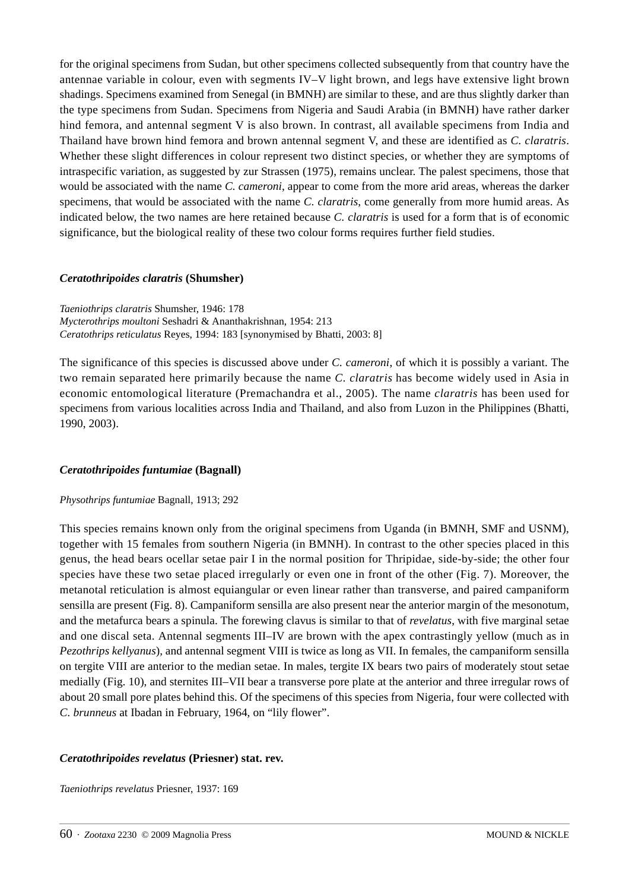for the original specimens from Sudan, but other specimens collected subsequently from that country have the antennae variable in colour, even with segments IV–V light brown, and legs have extensive light brown shadings. Specimens examined from Senegal (in BMNH) are similar to these, and are thus slightly darker than the type specimens from Sudan. Specimens from Nigeria and Saudi Arabia (in BMNH) have rather darker hind femora, and antennal segment V is also brown. In contrast, all available specimens from India and Thailand have brown hind femora and brown antennal segment V, and these are identified as *C. claratris*. Whether these slight differences in colour represent two distinct species, or whether they are symptoms of intraspecific variation, as suggested by zur Strassen (1975), remains unclear. The palest specimens, those that would be associated with the name *C. cameroni*, appear to come from the more arid areas, whereas the darker specimens, that would be associated with the name *C. claratris*, come generally from more humid areas. As indicated below, the two names are here retained because *C. claratris* is used for a form that is of economic significance, but the biological reality of these two colour forms requires further field studies.

### ***Ceratothripoides claratris*** **(Shumsher)**

*Taeniothrips claratris* Shumsher, 1946: 178
*Mycterothrips moultoni* Seshadri & Ananthakrishnan, 1954: 213
*Ceratothrips reticulatus* Reyes, 1994: 183 [synonymised by Bhatti, 2003: 8]

The significance of this species is discussed above under *C. cameroni*, of which it is possibly a variant. The two remain separated here primarily because the name *C. claratris* has become widely used in Asia in economic entomological literature (Premachandra et al., 2005). The name *claratris* has been used for specimens from various localities across India and Thailand, and also from Luzon in the Philippines (Bhatti, 1990, 2003).

### ***Ceratothripoides funtumiae*** **(Bagnall)**

*Physothrips funtumiae* Bagnall, 1913; 292

This species remains known only from the original specimens from Uganda (in BMNH, SMF and USNM), together with 15 females from southern Nigeria (in BMNH). In contrast to the other species placed in this genus, the head bears ocellar setae pair I in the normal position for Thripidae, side-by-side; the other four species have these two setae placed irregularly or even one in front of the other (Fig. 7). Moreover, the metanotal reticulation is almost equiangular or even linear rather than transverse, and paired campaniform sensilla are present (Fig. 8). Campaniform sensilla are also present near the anterior margin of the mesonotum, and the metafurca bears a spinula. The forewing clavus is similar to that of *revelatus*, with five marginal setae and one discal seta. Antennal segments III–IV are brown with the apex contrastingly yellow (much as in *Pezothrips kellyanus*), and antennal segment VIII is twice as long as VII. In females, the campaniform sensilla on tergite VIII are anterior to the median setae. In males, tergite IX bears two pairs of moderately stout setae medially (Fig. 10), and sternites III–VII bear a transverse pore plate at the anterior and three irregular rows of about 20 small pore plates behind this. Of the specimens of this species from Nigeria, four were collected with *C. brunneus* at Ibadan in February, 1964, on “lily flower”.

### ***Ceratothripoides revelatus*** **(Priesner) stat. rev.**

*Taeniothrips revelatus* Priesner, 1937: 169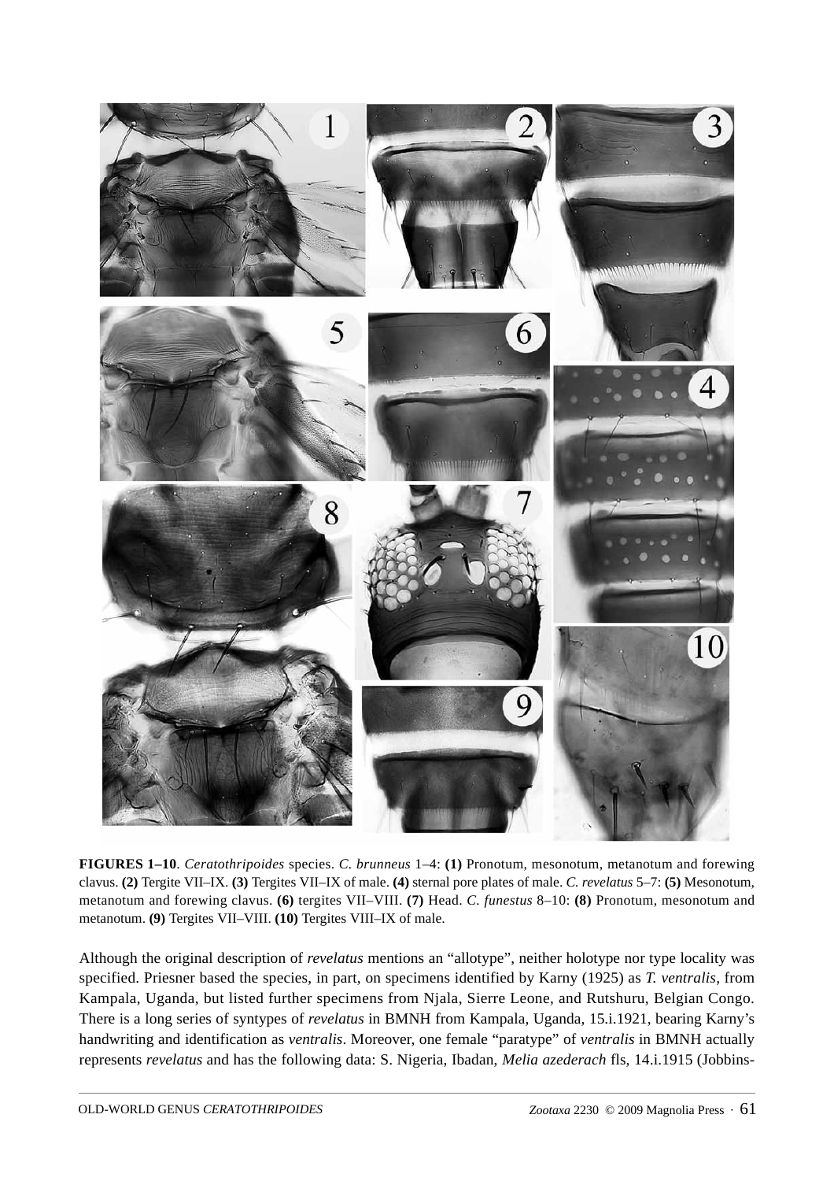**FIGURES 1–10**. *Ceratothripoides* species. *C. brunneus* 1–4: **(1)** Pronotum, mesonotum, metanotum and forewing clavus. **(2)** Tergite VII–IX. **(3)** Tergites VII–IX of male. **(4)** sternal pore plates of male. *C. revelatus* 5–7: **(5)** Mesonotum, metanotum and forewing clavus. **(6)** tergites VII–VIII. **(7)** Head. *C. funestus* 8–10: **(8)** Pronotum, mesonotum and metanotum. **(9)** Tergites VII–VIII. **(10)** Tergites VIII–IX of male.

Although the original description of *revelatus* mentions an "allotype", neither holotype nor type locality was specified. Priesner based the species, in part, on specimens identified by Karny (1925) as *T. ventralis*, from Kampala, Uganda, but listed further specimens from Njala, Sierre Leone, and Rutshuru, Belgian Congo. There is a long series of syntypes of *revelatus* in BMNH from Kampala, Uganda, 15.i.1921, bearing Karny's handwriting and identification as *ventralis*. Moreover, one female "paratype" of *ventralis* in BMNH actually represents *revelatus* and has the following data: S. Nigeria, Ibadan, *Melia azederach* fls, 14.i.1915 (Jobbins-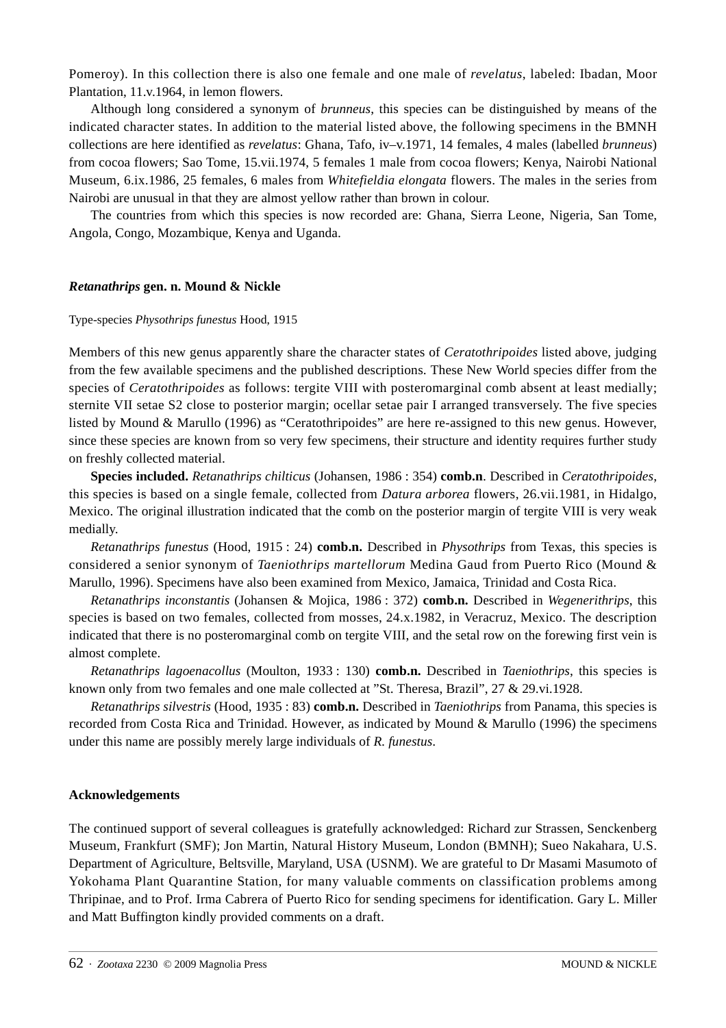Pomeroy). In this collection there is also one female and one male of *revelatus*, labeled: Ibadan, Moor Plantation, 11.v.1964, in lemon flowers.

Although long considered a synonym of *brunneus*, this species can be distinguished by means of the indicated character states. In addition to the material listed above, the following specimens in the BMNH collections are here identified as *revelatus*: Ghana, Tafo, iv–v.1971, 14 females, 4 males (labelled *brunneus*) from cocoa flowers; Sao Tome, 15.vii.1974, 5 females 1 male from cocoa flowers; Kenya, Nairobi National Museum, 6.ix.1986, 25 females, 6 males from *Whitefieldia elongata* flowers. The males in the series from Nairobi are unusual in that they are almost yellow rather than brown in colour.

The countries from which this species is now recorded are: Ghana, Sierra Leone, Nigeria, San Tome, Angola, Congo, Mozambique, Kenya and Uganda.

### ***Retanathrips*** **gen. n. Mound & Nickle**

Type-species *Physothrips funestus* Hood, 1915

Members of this new genus apparently share the character states of *Ceratothripoides* listed above, judging from the few available specimens and the published descriptions. These New World species differ from the species of *Ceratothripoides* as follows: tergite VIII with posteromarginal comb absent at least medially; sternite VII setae S2 close to posterior margin; ocellar setae pair I arranged transversely. The five species listed by Mound & Marullo (1996) as "Ceratothripoides" are here re-assigned to this new genus. However, since these species are known from so very few specimens, their structure and identity requires further study on freshly collected material.

**Species included.** *Retanathrips chilticus* (Johansen, 1986 : 354) **comb.n**. Described in *Ceratothripoides*, this species is based on a single female, collected from *Datura arborea* flowers, 26.vii.1981, in Hidalgo, Mexico. The original illustration indicated that the comb on the posterior margin of tergite VIII is very weak medially.

*Retanathrips funestus* (Hood, 1915 : 24) **comb.n.** Described in *Physothrips* from Texas, this species is considered a senior synonym of *Taeniothrips martellorum* Medina Gaud from Puerto Rico (Mound & Marullo, 1996). Specimens have also been examined from Mexico, Jamaica, Trinidad and Costa Rica.

*Retanathrips inconstantis* (Johansen & Mojica, 1986 : 372) **comb.n.** Described in *Wegenerithrips*, this species is based on two females, collected from mosses, 24.x.1982, in Veracruz, Mexico. The description indicated that there is no posteromarginal comb on tergite VIII, and the setal row on the forewing first vein is almost complete.

*Retanathrips lagoenacollus* (Moulton, 1933 : 130) **comb.n.** Described in *Taeniothrips*, this species is known only from two females and one male collected at "St. Theresa, Brazil", 27 & 29.vi.1928.

*Retanathrips silvestris* (Hood, 1935 : 83) **comb.n.** Described in *Taeniothrips* from Panama, this species is recorded from Costa Rica and Trinidad. However, as indicated by Mound & Marullo (1996) the specimens under this name are possibly merely large individuals of *R. funestus*.

### **Acknowledgements**

The continued support of several colleagues is gratefully acknowledged: Richard zur Strassen, Senckenberg Museum, Frankfurt (SMF); Jon Martin, Natural History Museum, London (BMNH); Sueo Nakahara, U.S. Department of Agriculture, Beltsville, Maryland, USA (USNM). We are grateful to Dr Masami Masumoto of Yokohama Plant Quarantine Station, for many valuable comments on classification problems among Thripinae, and to Prof. Irma Cabrera of Puerto Rico for sending specimens for identification. Gary L. Miller and Matt Buffington kindly provided comments on a draft.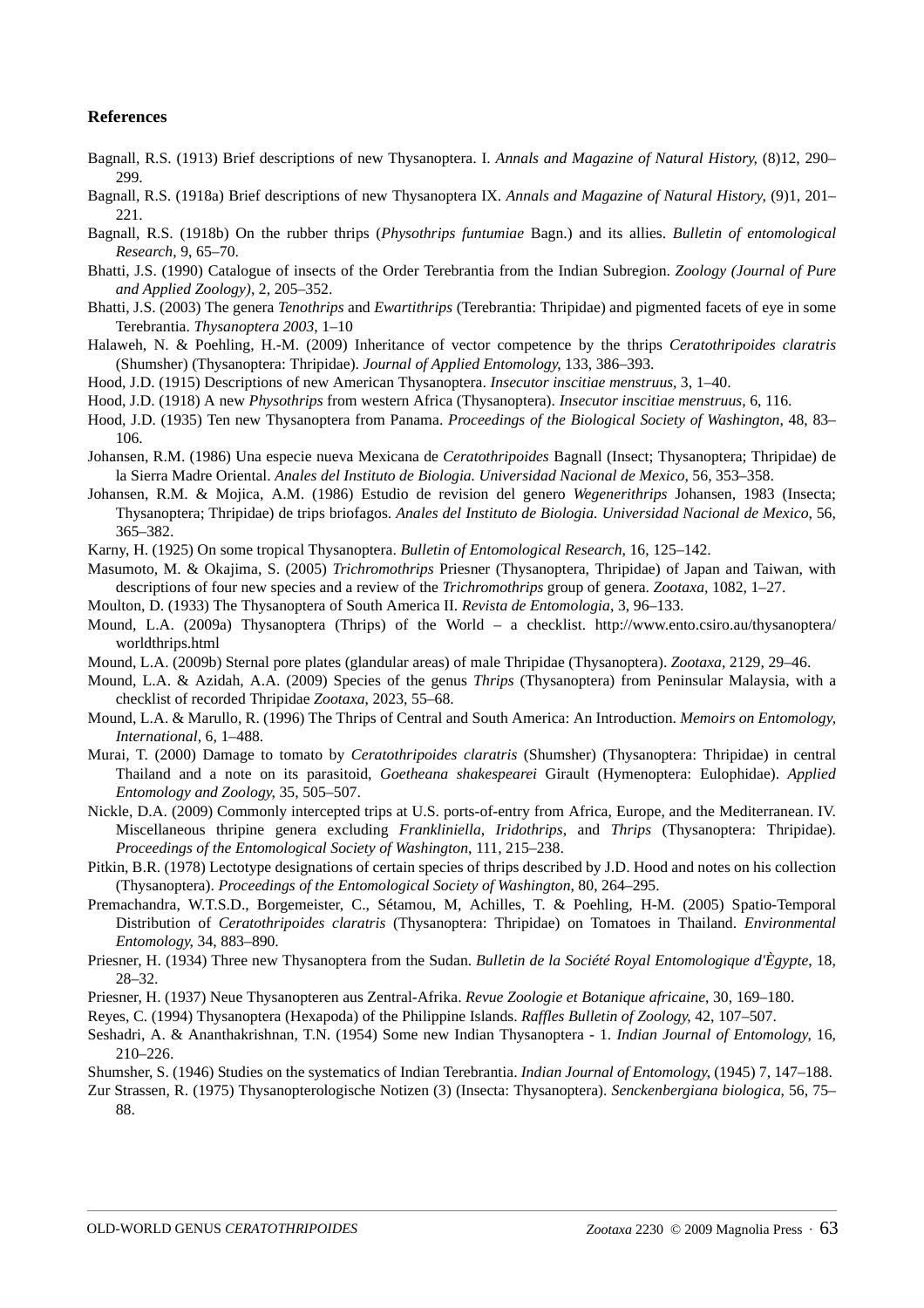## References

Bagnall, R.S. (1913) Brief descriptions of new Thysanoptera. I. *Annals and Magazine of Natural History*, (8)12, 290–299.

Bagnall, R.S. (1918a) Brief descriptions of new Thysanoptera IX. *Annals and Magazine of Natural History*, (9)1, 201–221.

Bagnall, R.S. (1918b) On the rubber thrips (*Physothrips funtumiae* Bagn.) and its allies. *Bulletin of entomological Research*, 9, 65–70.

Bhatti, J.S. (1990) Catalogue of insects of the Order Terebrantia from the Indian Subregion. *Zoology (Journal of Pure and Applied Zoology)*, 2, 205–352.

Bhatti, J.S. (2003) The genera *Tenothrips* and *Ewartithrips* (Terebrantia: Thripidae) and pigmented facets of eye in some Terebrantia. *Thysanoptera 2003*, 1–10

Halaweh, N. & Poehling, H.-M. (2009) Inheritance of vector competence by the thrips *Ceratothripoides claratris* (Shumsher) (Thysanoptera: Thripidae). *Journal of Applied Entomology*, 133, 386–393.

Hood, J.D. (1915) Descriptions of new American Thysanoptera. *Insecutor inscitiae menstruus*, 3, 1–40.

Hood, J.D. (1918) A new *Physothrips* from western Africa (Thysanoptera). *Insecutor inscitiae menstruus*, 6, 116.

Hood, J.D. (1935) Ten new Thysanoptera from Panama. *Proceedings of the Biological Society of Washington*, 48, 83–106.

Johansen, R.M. (1986) Una especie nueva Mexicana de *Ceratothripoides* Bagnall (Insect; Thysanoptera; Thripidae) de la Sierra Madre Oriental. *Anales del Instituto de Biologia. Universidad Nacional de Mexico*, 56, 353–358.

Johansen, R.M. & Mojica, A.M. (1986) Estudio de revision del genero *Wegenerithrips* Johansen, 1983 (Insecta; Thysanoptera; Thripidae) de trips briofagos. *Anales del Instituto de Biologia. Universidad Nacional de Mexico*, 56, 365–382.

Karny, H. (1925) On some tropical Thysanoptera. *Bulletin of Entomological Research*, 16, 125–142.

Masumoto, M. & Okajima, S. (2005) *Trichromothrips* Priesner (Thysanoptera, Thripidae) of Japan and Taiwan, with descriptions of four new species and a review of the *Trichromothrips* group of genera. *Zootaxa*, 1082, 1–27.

Moulton, D. (1933) The Thysanoptera of South America II. *Revista de Entomologia*, 3, 96–133.

Mound, L.A. (2009a) Thysanoptera (Thrips) of the World – a checklist. http://www.ento.csiro.au/thysanoptera/worldthrips.html

Mound, L.A. (2009b) Sternal pore plates (glandular areas) of male Thripidae (Thysanoptera). *Zootaxa*, 2129, 29–46.

Mound, L.A. & Azidah, A.A. (2009) Species of the genus *Thrips* (Thysanoptera) from Peninsular Malaysia, with a checklist of recorded Thripidae *Zootaxa*, 2023, 55–68.

Mound, L.A. & Marullo, R. (1996) The Thrips of Central and South America: An Introduction. *Memoirs on Entomology, International*, 6, 1–488.

Murai, T. (2000) Damage to tomato by *Ceratothripoides claratris* (Shumsher) (Thysanoptera: Thripidae) in central Thailand and a note on its parasitoid, *Goetheana shakespearei* Girault (Hymenoptera: Eulophidae). *Applied Entomology and Zoology*, 35, 505–507.

Nickle, D.A. (2009) Commonly intercepted trips at U.S. ports-of-entry from Africa, Europe, and the Mediterranean. IV. Miscellaneous thripine genera excluding *Frankliniella*, *Iridothrips*, and *Thrips* (Thysanoptera: Thripidae). *Proceedings of the Entomological Society of Washington*, 111, 215–238.

Pitkin, B.R. (1978) Lectotype designations of certain species of thrips described by J.D. Hood and notes on his collection (Thysanoptera). *Proceedings of the Entomological Society of Washington*, 80, 264–295.

Premachandra, W.T.S.D., Borgemeister, C., Sétamou, M, Achilles, T. & Poehling, H-M. (2005) Spatio-Temporal Distribution of *Ceratothripoides claratris* (Thysanoptera: Thripidae) on Tomatoes in Thailand. *Environmental Entomology*, 34, 883–890.

Priesner, H. (1934) Three new Thysanoptera from the Sudan. *Bulletin de la Société Royal Entomologique d'Ègypte*, 18, 28–32.

Priesner, H. (1937) Neue Thysanopteren aus Zentral-Afrika. *Revue Zoologie et Botanique africaine*, 30, 169–180.

Reyes, C. (1994) Thysanoptera (Hexapoda) of the Philippine Islands. *Raffles Bulletin of Zoology*, 42, 107–507.

Seshadri, A. & Ananthakrishnan, T.N. (1954) Some new Indian Thysanoptera - 1. *Indian Journal of Entomology*, 16, 210–226.

Shumsher, S. (1946) Studies on the systematics of Indian Terebrantia. *Indian Journal of Entomology*, (1945) 7, 147–188.

Zur Strassen, R. (1975) Thysanopterologische Notizen (3) (Insecta: Thysanoptera). *Senckenbergiana biologica*, 56, 75–88.